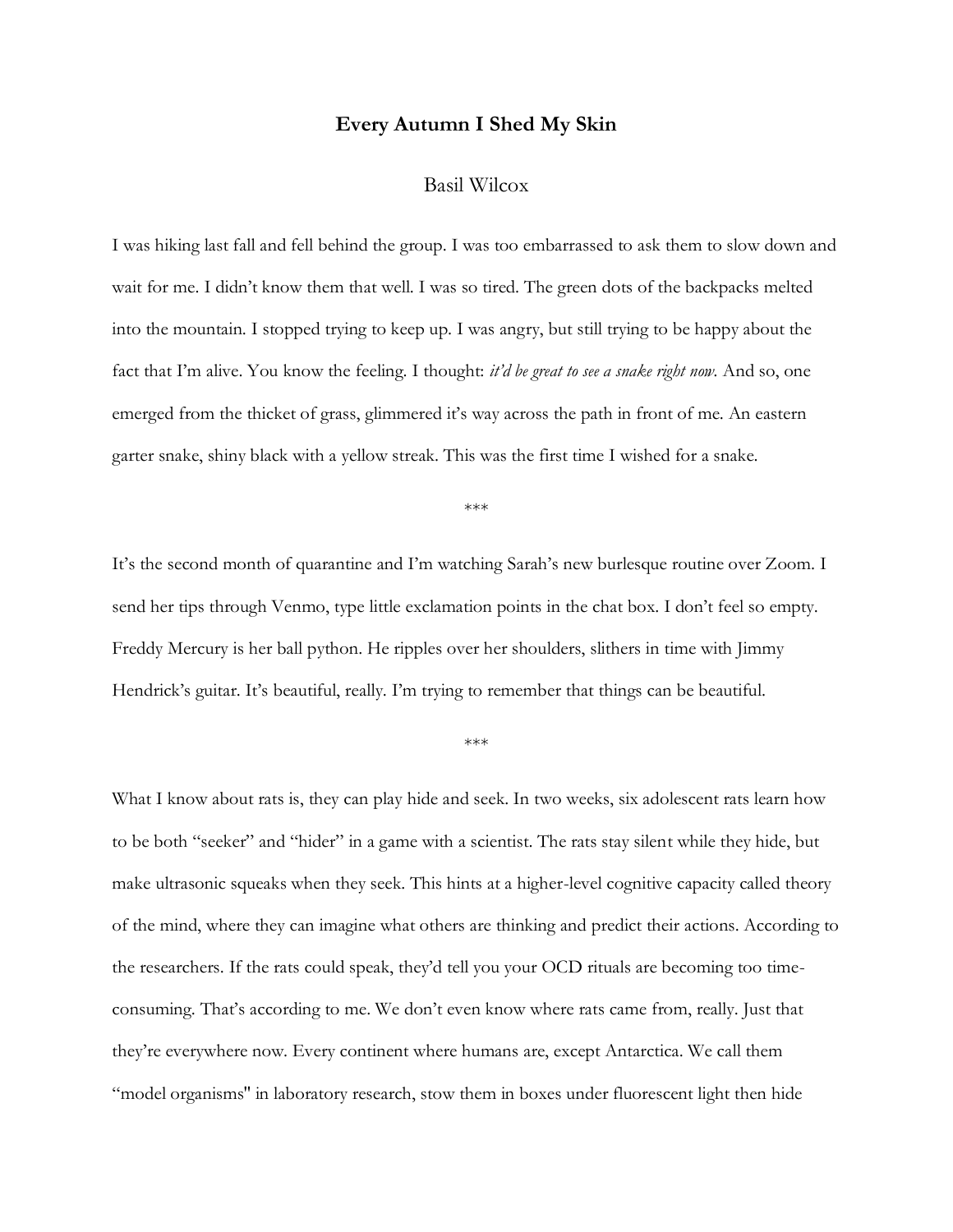# **Every Autumn I Shed My Skin**

Basil Wilcox

I was hiking last fall and fell behind the group. I was too embarrassed to ask them to slow down and wait for me. I didn't know them that well. I was so tired. The green dots of the backpacks melted into the mountain. I stopped trying to keep up. I was angry, but still trying to be happy about the fact that I'm alive. You know the feeling. I thought: *it'd be great to see a snake right now.* And so, one emerged from the thicket of grass, glimmered it's way across the path in front of me. An eastern garter snake, shiny black with a yellow streak. This was the first time I wished for a snake.

\*\*\*

It's the second month of quarantine and I'm watching Sarah's new burlesque routine over Zoom. I send her tips through Venmo, type little exclamation points in the chat box. I don't feel so empty. Freddy Mercury is her ball python. He ripples over her shoulders, slithers in time with Jimmy Hendrick's guitar. It's beautiful, really. I'm trying to remember that things can be beautiful.

\*\*\*

What I know about rats is, they can play hide and seek. In two weeks, six adolescent rats learn how to be both "seeker" and "hider" in a game with a scientist. The rats stay silent while they hide, but make ultrasonic squeaks when they seek. This hints at a higher-level cognitive capacity called theory of the mind, where they can imagine what others are thinking and predict their actions. According to the researchers. If the rats could speak, they'd tell you your OCD rituals are becoming too time-consuming. That's according to me. We don't even know where rats came from, really. Just that they're everywhere now. Every continent where humans are, except Antarctica. We call them "model organisms" in laboratory research, stow them in boxes under fluorescent light then hide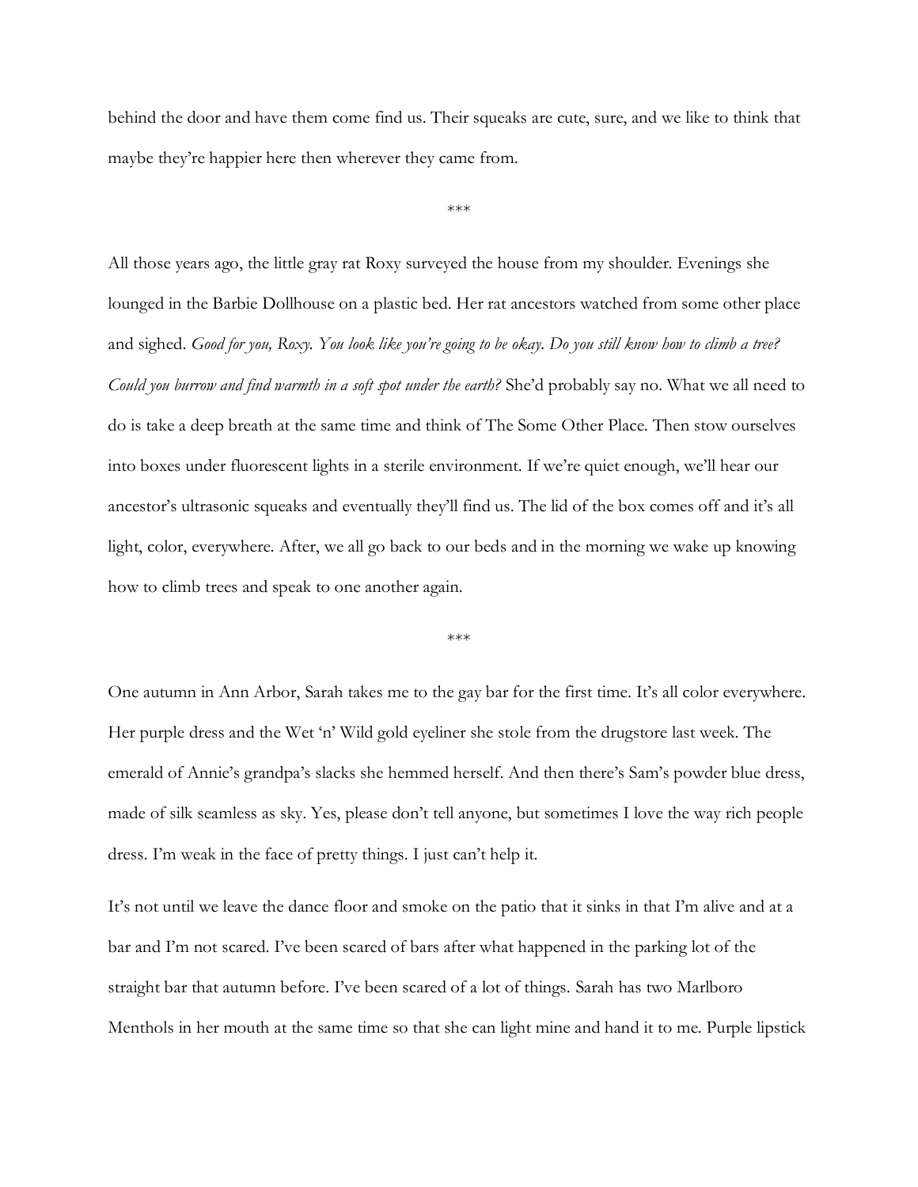behind the door and have them come find us. Their squeaks are cute, sure, and we like to think that maybe they're happier here then wherever they came from.

***

All those years ago, the little gray rat Roxy surveyed the house from my shoulder. Evenings she lounged in the Barbie Dollhouse on a plastic bed. Her rat ancestors watched from some other place and sighed. *Good for you, Roxy. You look like you're going to be okay. Do you still know how to climb a tree? Could you burrow and find warmth in a soft spot under the earth?* She'd probably say no. What we all need to do is take a deep breath at the same time and think of The Some Other Place. Then stow ourselves into boxes under fluorescent lights in a sterile environment. If we're quiet enough, we'll hear our ancestor's ultrasonic squeaks and eventually they'll find us. The lid of the box comes off and it's all light, color, everywhere. After, we all go back to our beds and in the morning we wake up knowing how to climb trees and speak to one another again.

***

One autumn in Ann Arbor, Sarah takes me to the gay bar for the first time. It's all color everywhere. Her purple dress and the Wet 'n' Wild gold eyeliner she stole from the drugstore last week. The emerald of Annie's grandpa's slacks she hemmed herself. And then there's Sam's powder blue dress, made of silk seamless as sky. Yes, please don't tell anyone, but sometimes I love the way rich people dress. I'm weak in the face of pretty things. I just can't help it.

It's not until we leave the dance floor and smoke on the patio that it sinks in that I'm alive and at a bar and I'm not scared. I've been scared of bars after what happened in the parking lot of the straight bar that autumn before. I've been scared of a lot of things. Sarah has two Marlboro Menthols in her mouth at the same time so that she can light mine and hand it to me. Purple lipstick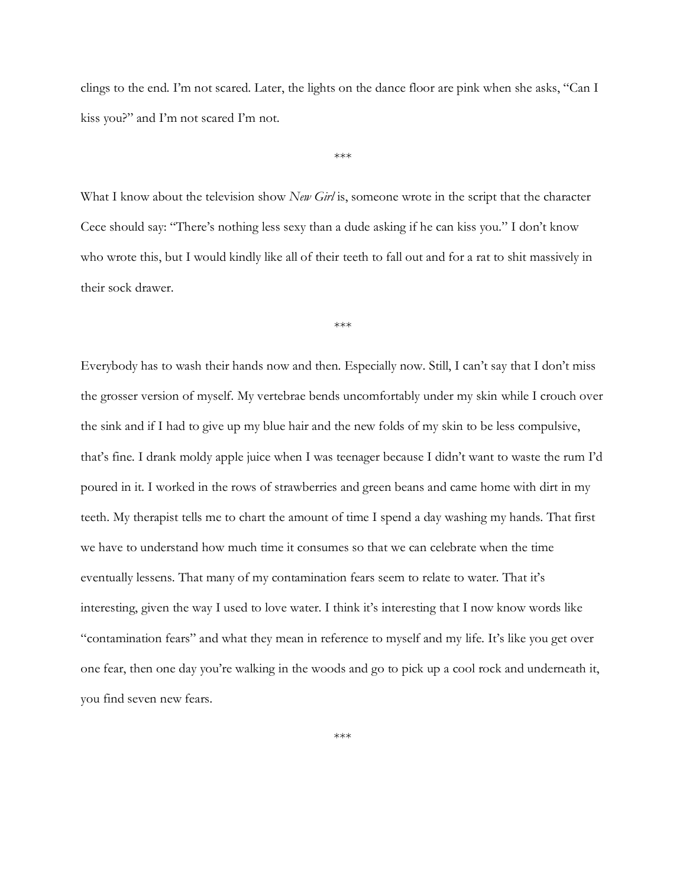clings to the end. I'm not scared. Later, the lights on the dance floor are pink when she asks, "Can I kiss you?" and I'm not scared I'm not.

***

What I know about the television show *New Girl* is, someone wrote in the script that the character Cece should say: "There's nothing less sexy than a dude asking if he can kiss you." I don't know who wrote this, but I would kindly like all of their teeth to fall out and for a rat to shit massively in their sock drawer.

***

Everybody has to wash their hands now and then. Especially now. Still, I can't say that I don't miss the grosser version of myself. My vertebrae bends uncomfortably under my skin while I crouch over the sink and if I had to give up my blue hair and the new folds of my skin to be less compulsive, that's fine. I drank moldy apple juice when I was teenager because I didn't want to waste the rum I'd poured in it. I worked in the rows of strawberries and green beans and came home with dirt in my teeth. My therapist tells me to chart the amount of time I spend a day washing my hands. That first we have to understand how much time it consumes so that we can celebrate when the time eventually lessens. That many of my contamination fears seem to relate to water. That it's interesting, given the way I used to love water. I think it's interesting that I now know words like "contamination fears" and what they mean in reference to myself and my life. It's like you get over one fear, then one day you're walking in the woods and go to pick up a cool rock and underneath it, you find seven new fears.

***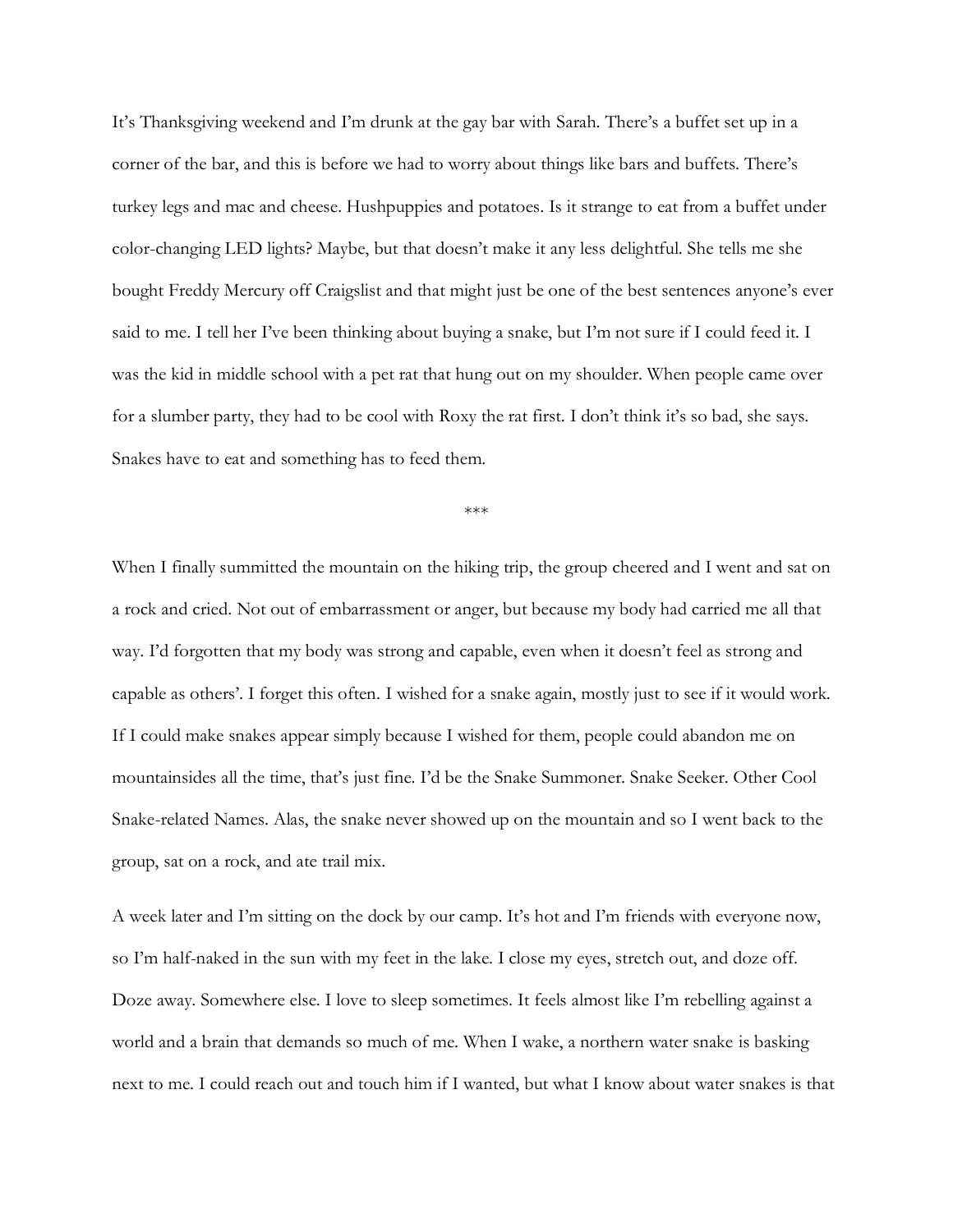It's Thanksgiving weekend and I'm drunk at the gay bar with Sarah. There's a buffet set up in a corner of the bar, and this is before we had to worry about things like bars and buffets. There's turkey legs and mac and cheese. Hushpuppies and potatoes. Is it strange to eat from a buffet under color-changing LED lights? Maybe, but that doesn't make it any less delightful. She tells me she bought Freddy Mercury off Craigslist and that might just be one of the best sentences anyone's ever said to me. I tell her I've been thinking about buying a snake, but I'm not sure if I could feed it. I was the kid in middle school with a pet rat that hung out on my shoulder. When people came over for a slumber party, they had to be cool with Roxy the rat first. I don't think it's so bad, she says. Snakes have to eat and something has to feed them.

***

When I finally summitted the mountain on the hiking trip, the group cheered and I went and sat on a rock and cried. Not out of embarrassment or anger, but because my body had carried me all that way. I'd forgotten that my body was strong and capable, even when it doesn't feel as strong and capable as others'. I forget this often. I wished for a snake again, mostly just to see if it would work. If I could make snakes appear simply because I wished for them, people could abandon me on mountainsides all the time, that's just fine. I'd be the Snake Summoner. Snake Seeker. Other Cool Snake-related Names. Alas, the snake never showed up on the mountain and so I went back to the group, sat on a rock, and ate trail mix.

A week later and I'm sitting on the dock by our camp. It's hot and I'm friends with everyone now, so I'm half-naked in the sun with my feet in the lake. I close my eyes, stretch out, and doze off. Doze away. Somewhere else. I love to sleep sometimes. It feels almost like I'm rebelling against a world and a brain that demands so much of me. When I wake, a northern water snake is basking next to me. I could reach out and touch him if I wanted, but what I know about water snakes is that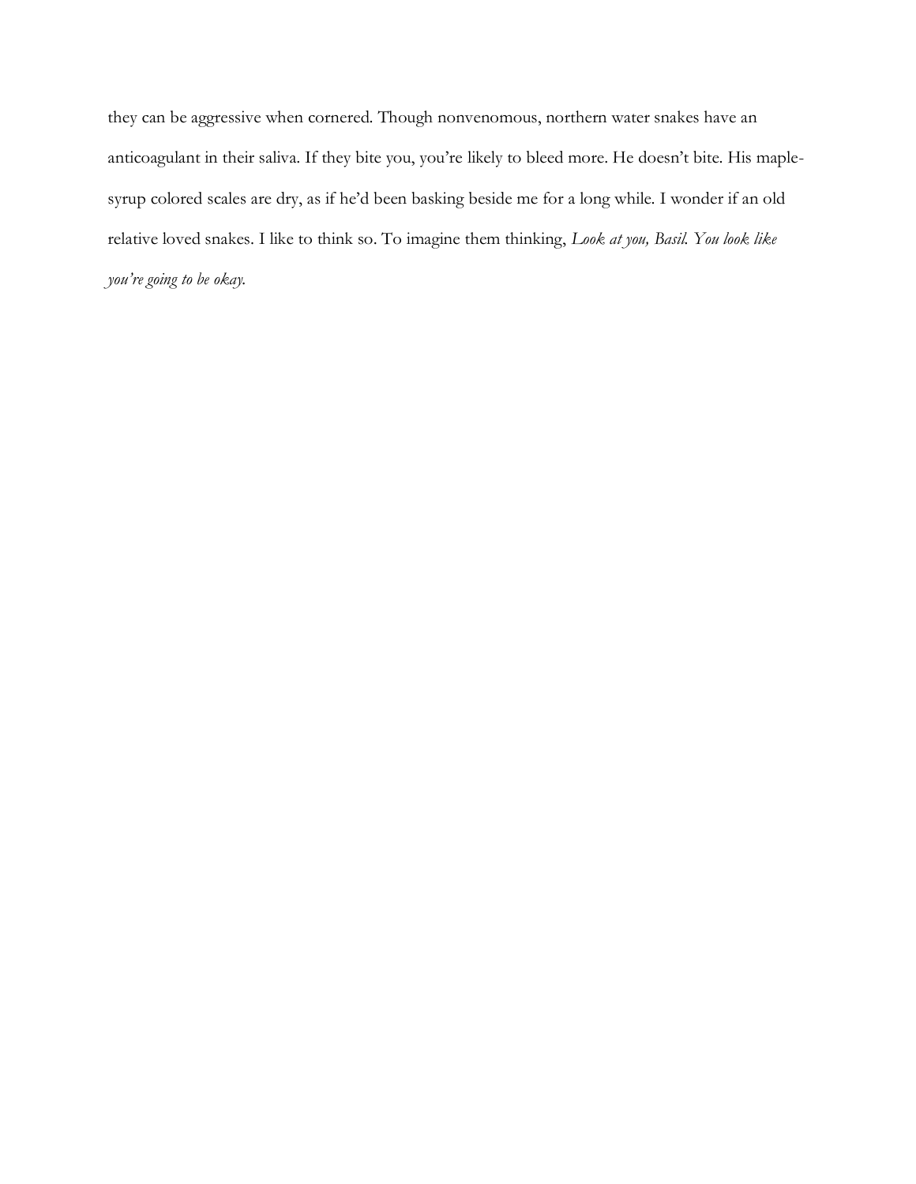they can be aggressive when cornered. Though nonvenomous, northern water snakes have an anticoagulant in their saliva. If they bite you, you're likely to bleed more. He doesn't bite. His maple-syrup colored scales are dry, as if he'd been basking beside me for a long while. I wonder if an old relative loved snakes. I like to think so. To imagine them thinking, *Look at you, Basil. You look like you're going to be okay.*